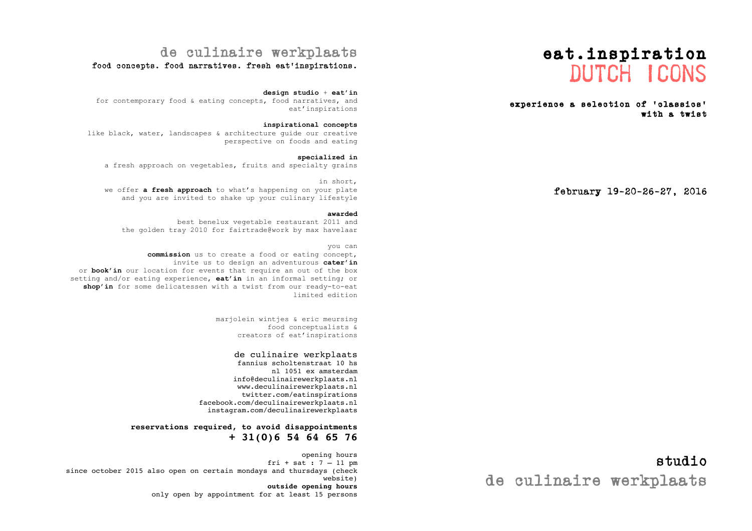# de culinaire werkplaats

**food concepts. food narratives. fresh eat'inspirations.**

**design studio** + **eat'in**
for contemporary food & eating concepts, food narratives, and eat'inspirations

**inspirational concepts**
like black, water, landscapes & architecture guide our creative perspective on foods and eating

**specialized in**
a fresh approach on vegetables, fruits and specialty grains

in short,
we offer **a fresh approach** to what's happening on your plate and you are invited to shake up your culinary lifestyle

**awarded**
best benelux vegetable restaurant 2011 and the golden tray 2010 for fairtrade@work by max havelaar

you can
**commission** us to create a food or eating concept, invite us to design an adventurous **cater'in** or **book'in** our location for events that require an out of the box setting and/or eating experience, **eat'in** in an informal setting; or **shop'in** for some delicatessen with a twist from our ready-to-eat limited edition

marjolein wintjes & eric meursing
food conceptualists &
creators of eat'inspirations

de culinaire werkplaats
fannius scholtenstraat 10 hs
nl 1051 ex amsterdam
info@deculinairewerkplaats.nl
www.deculinairewerkplaats.nl
twitter.com/eatinspirations
facebook.com/deculinairewerkplaats.nl
instagram.com/deculinairewerkplaats

**reservations required, to avoid disappointments**
**+ 31(0)6 54 64 65 76**

opening hours
fri + sat : 7 – 11 pm
since october 2015 also open on certain mondays and thursdays (check website)
**outside opening hours**
only open by appointment for at least 15 persons

# eat.inspiration
# DUTCH ICONS

**experience a selection of 'classics' with a twist**

february 19-20-26-27, 2016

**studio**
**de culinaire werkplaats**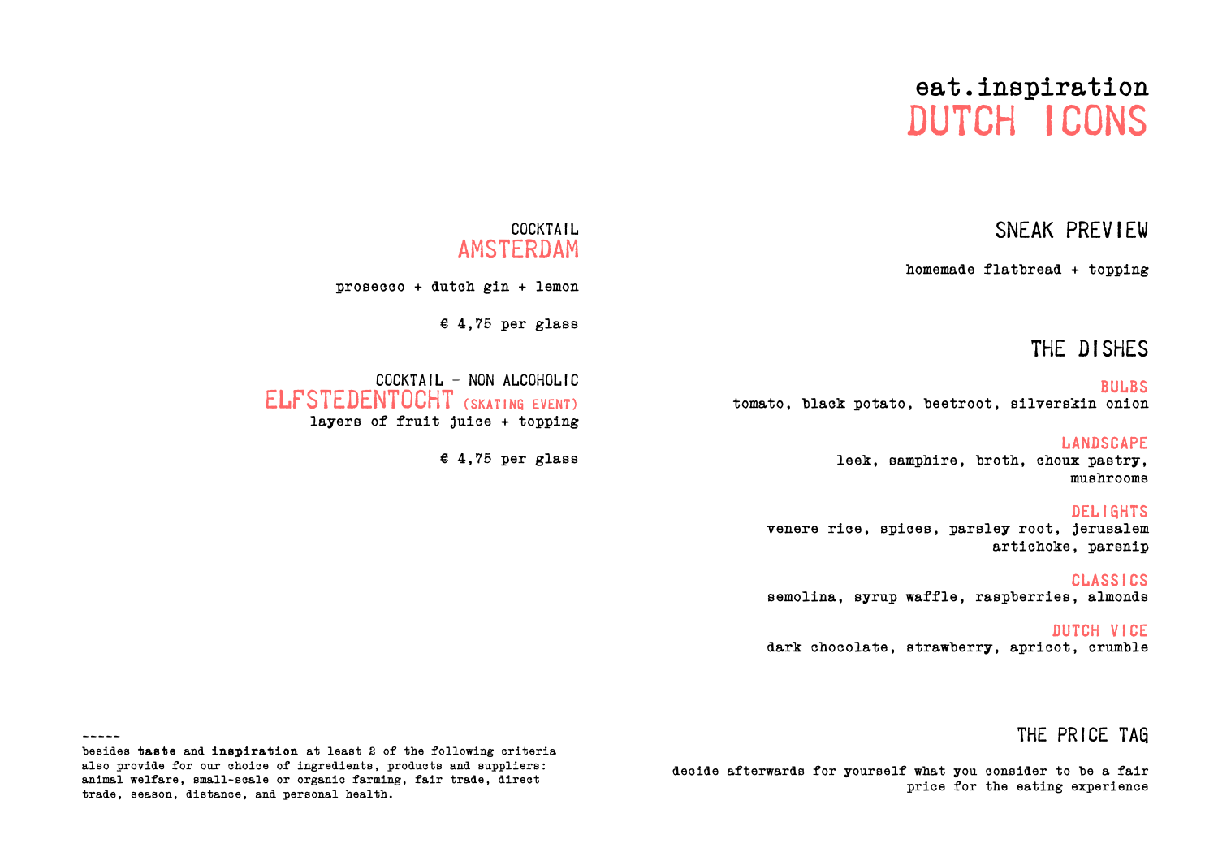# eat.inspiration
# DUTCH ICONS

## SNEAK PREVIEW

homemade flatbread + topping

## THE DISHES

### BULBS
tomato, black potato, beetroot, silverskin onion

### LANDSCAPE
leek, samphire, broth, choux pastry, mushrooms

### DELIGHTS
venere rice, spices, parsley root, jerusalem artichoke, parsnip

### CLASSICS
semolina, syrup waffle, raspberries, almonds

### DUTCH VICE
dark chocolate, strawberry, apricot, crumble

## THE PRICE TAG

decide afterwards for yourself what you consider to be a fair price for the eating experience

COCKTAIL
## AMSTERDAM

prosecco + dutch gin + lemon

€ 4,75 per glass

COCKTAIL - NON ALCOHOLIC
## ELFSTEDENTOCHT (SKATING EVENT)
layers of fruit juice + topping

€ 4,75 per glass

-----
besides **taste** and **inspiration** at least 2 of the following criteria also provide for our choice of ingredients, products and suppliers: animal welfare, small-scale or organic farming, fair trade, direct trade, season, distance, and personal health.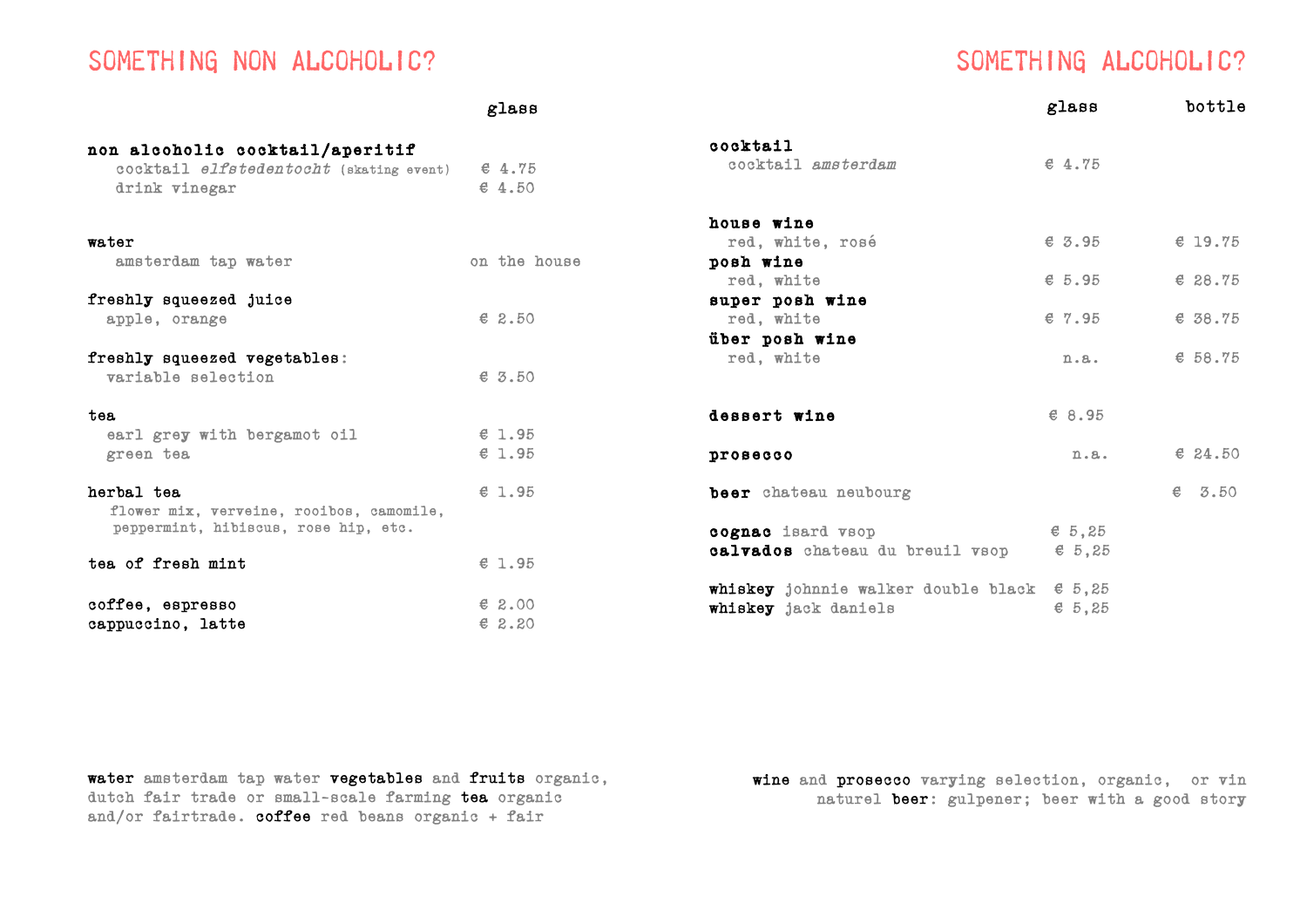## SOMETHING NON ALCOHOLIC?

| | glass |
|---|---|
| **non alcoholic cocktail/aperitif** | |
| cocktail *elfstedentocht* (skating event) | € 4.75 |
| drink vinegar | € 4.50 |
| **water** | |
| amsterdam tap water | on the house |
| **freshly squeezed juice** | |
| apple, orange | € 2.50 |
| **freshly squeezed vegetables:** | |
| variable selection | € 3.50 |
| **tea** | |
| earl grey with bergamot oil | € 1.95 |
| green tea | € 1.95 |
| **herbal tea** | € 1.95 |
| flower mix, verveine, rooibos, camomile, peppermint, hibiscus, rose hip, etc. | |
| **tea of fresh mint** | € 1.95 |
| **coffee, espresso** | € 2.00 |
| **cappuccino, latte** | € 2.20 |

**water** amsterdam tap water **vegetables** and **fruits** organic, dutch fair trade or small-scale farming **tea** organic and/or fairtrade. **coffee** red beans organic + fair

## SOMETHING ALCOHOLIC?

| | glass | bottle |
|---|---|---|
| **cocktail** | | |
| cocktail *amsterdam* | € 4.75 | |
| **house wine** | | |
| red, white, rosé | € 3.95 | € 19.75 |
| **posh wine** | | |
| red, white | € 5.95 | € 28.75 |
| **super posh wine** | | |
| red, white | € 7.95 | € 38.75 |
| **über posh wine** | | |
| red, white | n.a. | € 58.75 |
| **dessert wine** | € 8.95 | |
| **prosecco** | n.a. | € 24.50 |
| **beer** chateau neubourg | | € 3.50 |
| **cognac** isard vsop | € 5,25 | |
| **calvados** chateau du breuil vsop | € 5,25 | |
| **whiskey** johnnie walker double black | € 5,25 | |
| **whiskey** jack daniels | € 5,25 | |

**wine** and **prosecco** varying selection, organic, or vin naturel **beer**: gulpener; beer with a good story